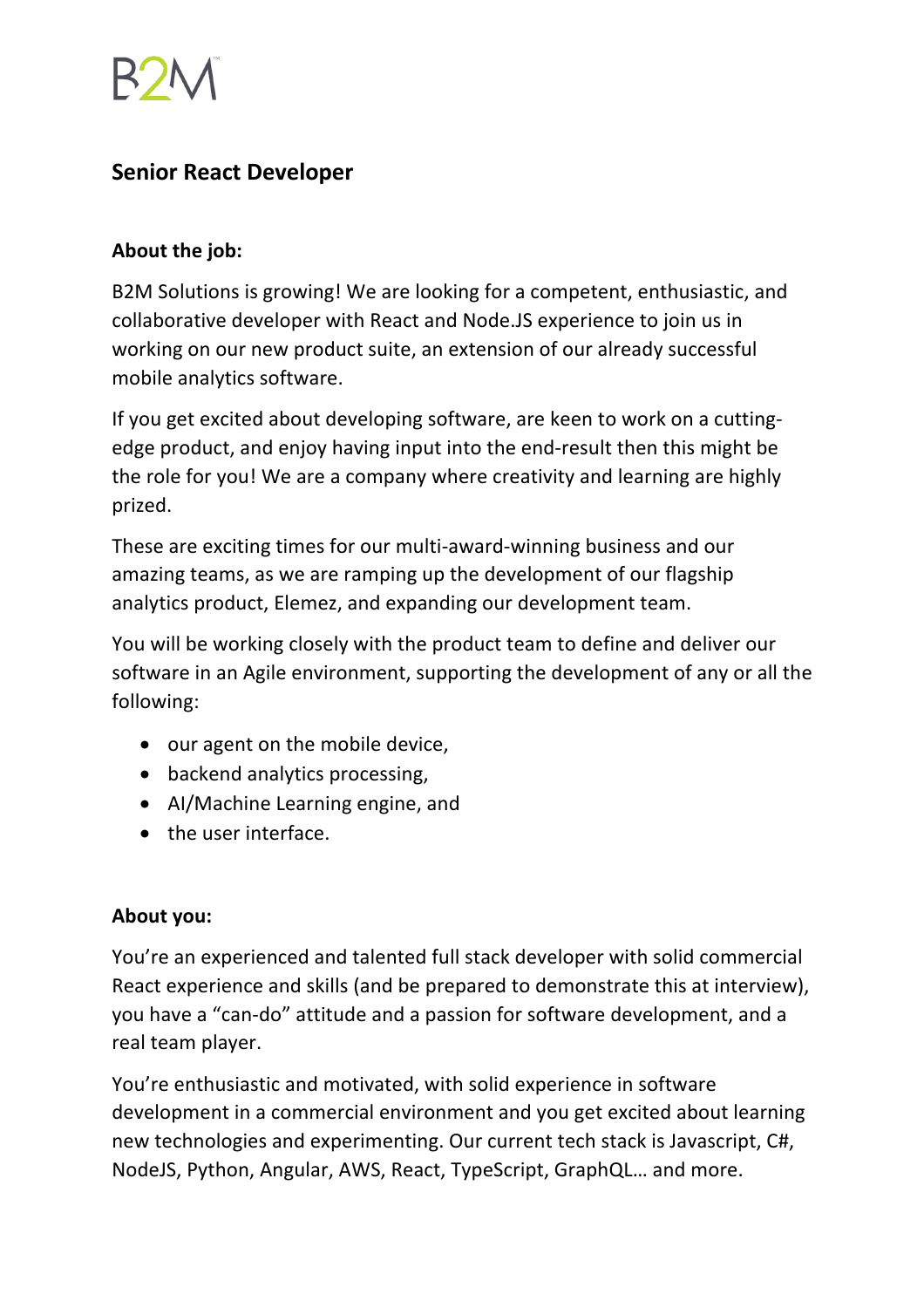B2M

# Senior React Developer

**About the job:**

B2M Solutions is growing! We are looking for a competent, enthusiastic, and collaborative developer with React and Node.JS experience to join us in working on our new product suite, an extension of our already successful mobile analytics software.

If you get excited about developing software, are keen to work on a cutting-edge product, and enjoy having input into the end-result then this might be the role for you! We are a company where creativity and learning are highly prized.

These are exciting times for our multi-award-winning business and our amazing teams, as we are ramping up the development of our flagship analytics product, Elemez, and expanding our development team.

You will be working closely with the product team to define and deliver our software in an Agile environment, supporting the development of any or all the following:

- our agent on the mobile device,
- backend analytics processing,
- AI/Machine Learning engine, and
- the user interface.

**About you:**

You're an experienced and talented full stack developer with solid commercial React experience and skills (and be prepared to demonstrate this at interview), you have a "can-do" attitude and a passion for software development, and a real team player.

You're enthusiastic and motivated, with solid experience in software development in a commercial environment and you get excited about learning new technologies and experimenting. Our current tech stack is Javascript, C#, NodeJS, Python, Angular, AWS, React, TypeScript, GraphQL… and more.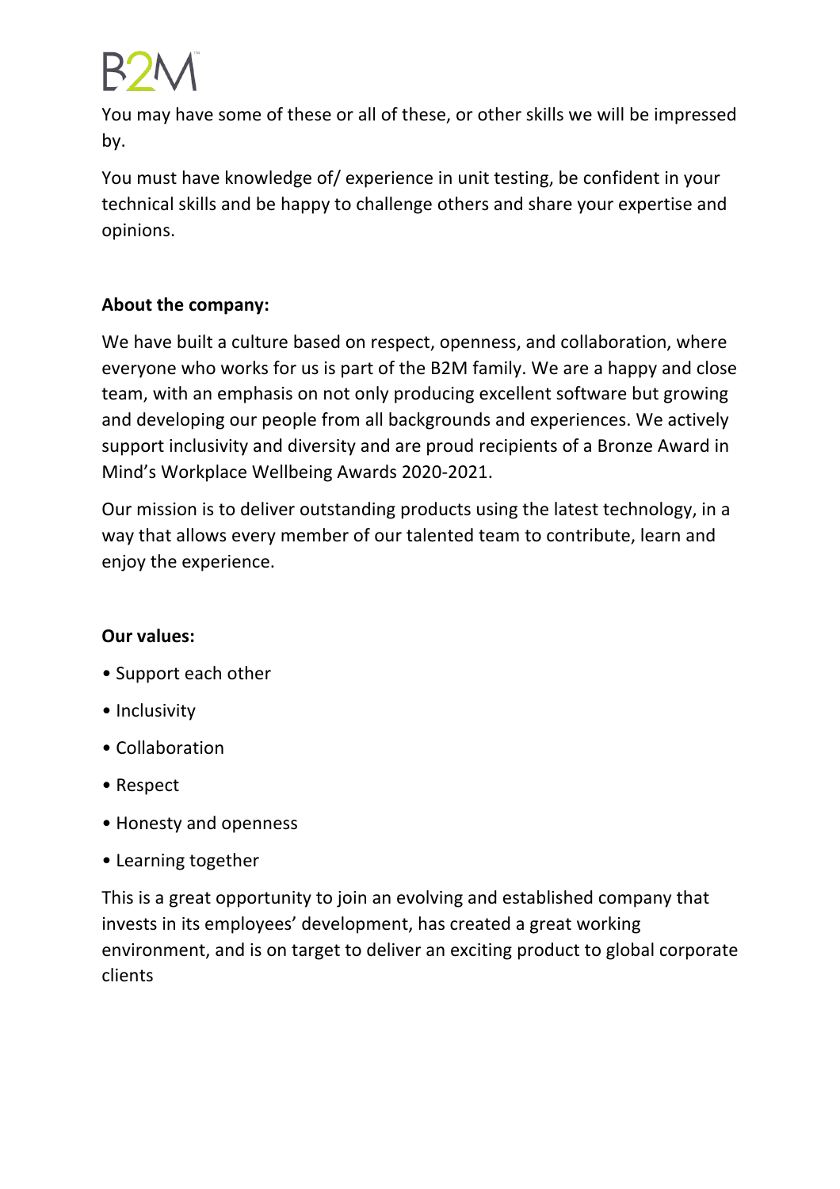You may have some of these or all of these, or other skills we will be impressed by.

You must have knowledge of/ experience in unit testing, be confident in your technical skills and be happy to challenge others and share your expertise and opinions.

**About the company:**

We have built a culture based on respect, openness, and collaboration, where everyone who works for us is part of the B2M family. We are a happy and close team, with an emphasis on not only producing excellent software but growing and developing our people from all backgrounds and experiences. We actively support inclusivity and diversity and are proud recipients of a Bronze Award in Mind's Workplace Wellbeing Awards 2020-2021.

Our mission is to deliver outstanding products using the latest technology, in a way that allows every member of our talented team to contribute, learn and enjoy the experience.

**Our values:**

- Support each other
- Inclusivity
- Collaboration
- Respect
- Honesty and openness
- Learning together

This is a great opportunity to join an evolving and established company that invests in its employees' development, has created a great working environment, and is on target to deliver an exciting product to global corporate clients